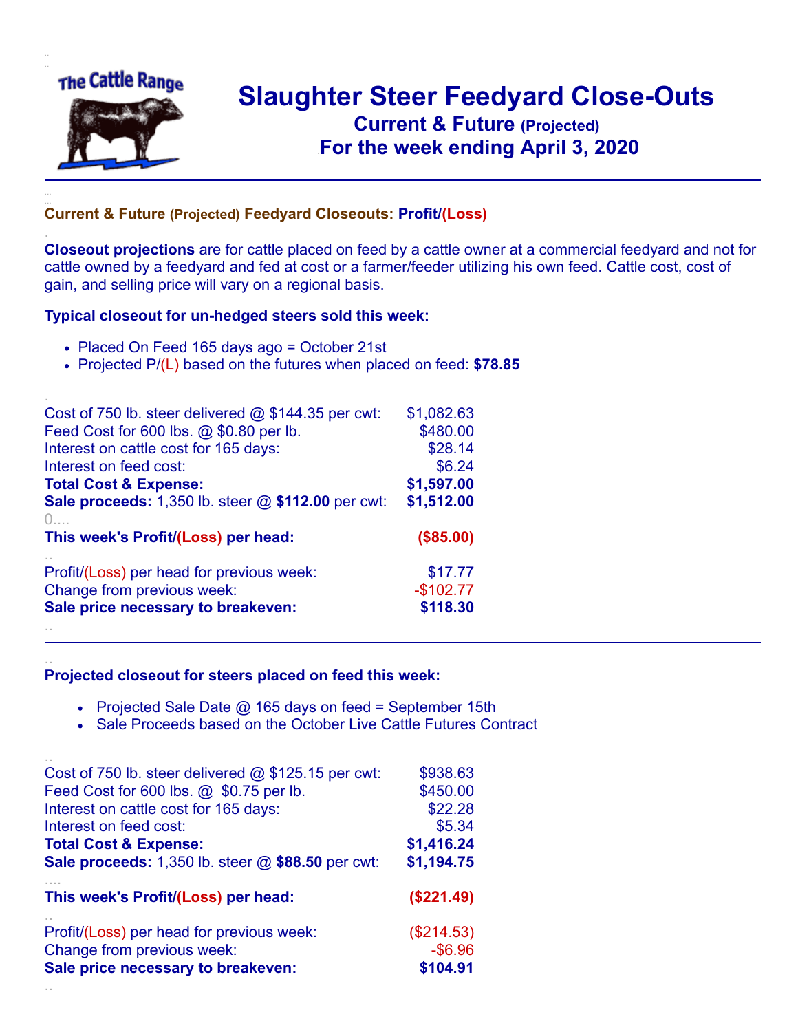# Slaughter Steer Feedyard Close-Outs

## Current & Future (Projected)

## For the week ending April 3, 2020

---

### Current & Future (Projected) Feedyard Closeouts: Profit/(Loss)

**Closeout projections** are for cattle placed on feed by a cattle owner at a commercial feedyard and not for cattle owned by a feedyard and fed at cost or a farmer/feeder utilizing his own feed. Cattle cost, cost of gain, and selling price will vary on a regional basis.

**Typical closeout for un-hedged steers sold this week:**

- Placed On Feed 165 days ago = October 21st
- Projected P/(L) based on the futures when placed on feed: **$78.85**

| | |
|---|---|
| Cost of 750 lb. steer delivered @ $144.35 per cwt: | $1,082.63 |
| Feed Cost for 600 lbs. @ $0.80 per lb. | $480.00 |
| Interest on cattle cost for 165 days: | $28.14 |
| Interest on feed cost: | $6.24 |
| **Total Cost & Expense:** | **$1,597.00** |
| **Sale proceeds:** 1,350 lb. steer @ **$112.00** per cwt: | **$1,512.00** |
| **This week's Profit/(Loss) per head:** | **($85.00)** |
| Profit/(Loss) per head for previous week: | $17.77 |
| Change from previous week: | -$102.77 |
| **Sale price necessary to breakeven:** | **$118.30** |

---

**Projected closeout for steers placed on feed this week:**

- Projected Sale Date @ 165 days on feed = September 15th
- Sale Proceeds based on the October Live Cattle Futures Contract

| | |
|---|---|
| Cost of 750 lb. steer delivered @ $125.15 per cwt: | $938.63 |
| Feed Cost for 600 lbs. @ $0.75 per lb. | $450.00 |
| Interest on cattle cost for 165 days: | $22.28 |
| Interest on feed cost: | $5.34 |
| **Total Cost & Expense:** | **$1,416.24** |
| **Sale proceeds:** 1,350 lb. steer @ **$88.50** per cwt: | **$1,194.75** |
| **This week's Profit/(Loss) per head:** | **($221.49)** |
| Profit/(Loss) per head for previous week: | ($214.53) |
| Change from previous week: | -$6.96 |
| **Sale price necessary to breakeven:** | **$104.91** |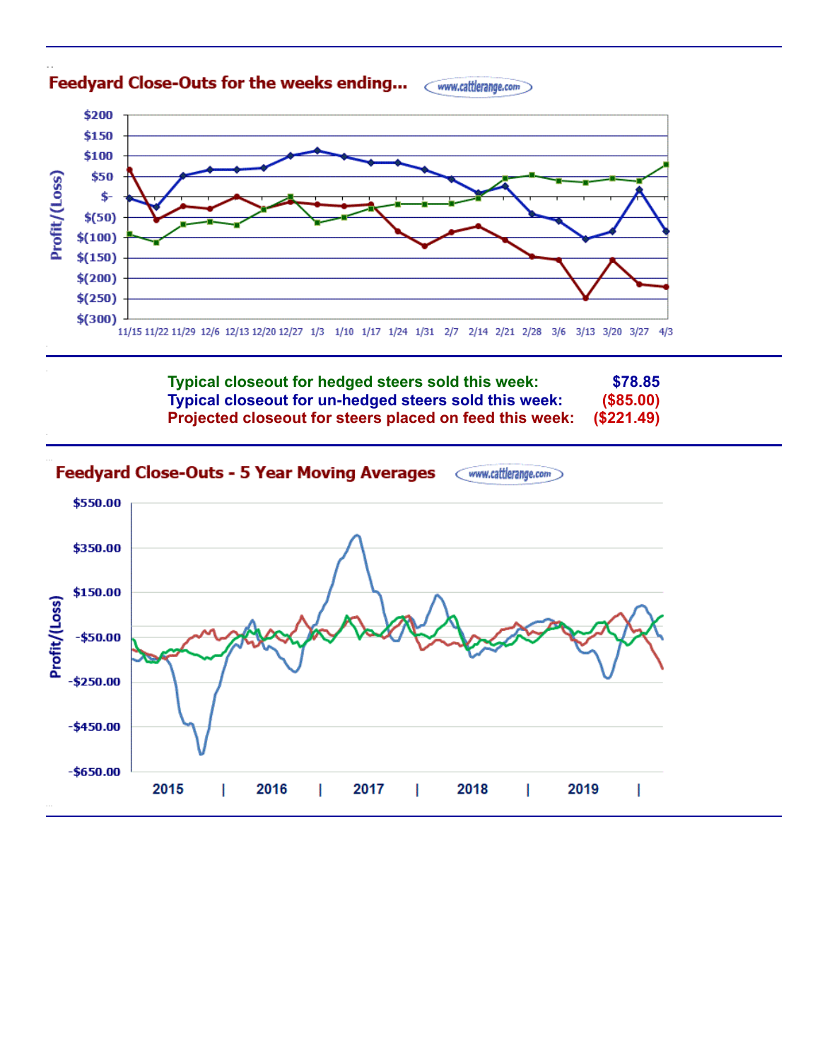## Feedyard Close-Outs for the weeks ending...

www.cattlerange.com

Profit/(Loss)

$200
$150
$100
$50
$-
$(50)
$(100)
$(150)
$(200)
$(250)
$(300)

11/15 11/22 11/29 12/6 12/13 12/20 12/27 1/3 1/10 1/17 1/24 1/31 2/7 2/14 2/21 2/28 3/6 3/13 3/20 3/27 4/3

| | |
|---|---|
| Typical closeout for hedged steers sold this week: | $78.85 |
| Typical closeout for un-hedged steers sold this week: | ($85.00) |
| Projected closeout for steers placed on feed this week: | ($221.49) |

## Feedyard Close-Outs - 5 Year Moving Averages

www.cattlerange.com

Profit/(Loss)

$550.00
$350.00
$150.00
-$50.00
-$250.00
-$450.00
-$650.00

2015 | 2016 | 2017 | 2018 | 2019 |